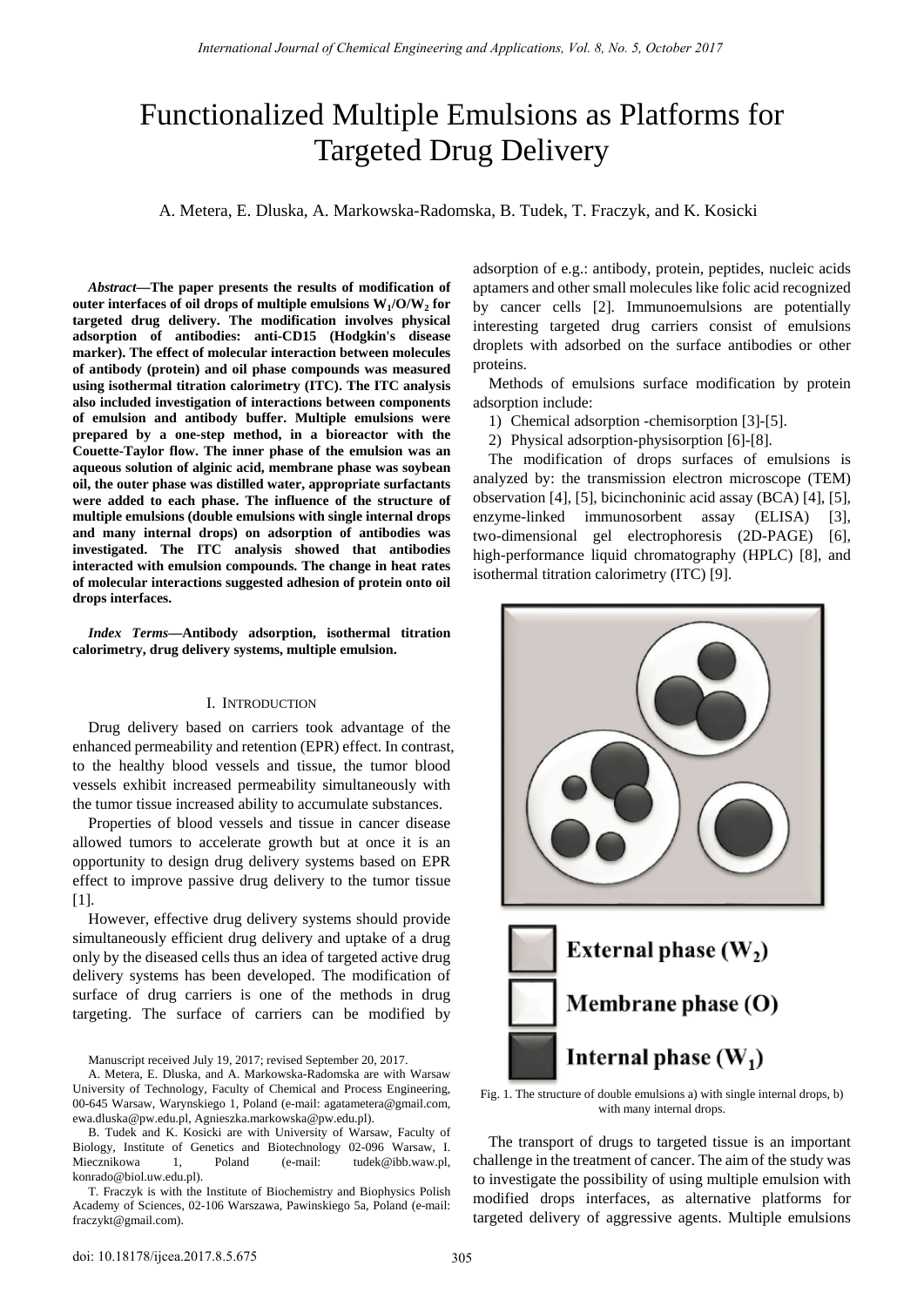# Functionalized Multiple Emulsions as Platforms for Targeted Drug Delivery

A. Metera, E. Dluska, A. Markowska-Radomska, B. Tudek, T. Fraczyk, and K. Kosicki

***Abstract*—The paper presents the results of modification of outer interfaces of oil drops of multiple emulsions $W_1/O/W_2$ for targeted drug delivery. The modification involves physical adsorption of antibodies: anti-CD15 (Hodgkin's disease marker). The effect of molecular interaction between molecules of antibody (protein) and oil phase compounds was measured using isothermal titration calorimetry (ITC). The ITC analysis also included investigation of interactions between components of emulsion and antibody buffer. Multiple emulsions were prepared by a one-step method, in a bioreactor with the Couette-Taylor flow. The inner phase of the emulsion was an aqueous solution of alginic acid, membrane phase was soybean oil, the outer phase was distilled water, appropriate surfactants were added to each phase. The influence of the structure of multiple emulsions (double emulsions with single internal drops and many internal drops) on adsorption of antibodies was investigated. The ITC analysis showed that antibodies interacted with emulsion compounds. The change in heat rates of molecular interactions suggested adhesion of protein onto oil drops interfaces.**

***Index Terms*—Antibody adsorption, isothermal titration calorimetry, drug delivery systems, multiple emulsion.**

## I. Introduction

Drug delivery based on carriers took advantage of the enhanced permeability and retention (EPR) effect. In contrast, to the healthy blood vessels and tissue, the tumor blood vessels exhibit increased permeability simultaneously with the tumor tissue increased ability to accumulate substances.

Properties of blood vessels and tissue in cancer disease allowed tumors to accelerate growth but at once it is an opportunity to design drug delivery systems based on EPR effect to improve passive drug delivery to the tumor tissue [1].

However, effective drug delivery systems should provide simultaneously efficient drug delivery and uptake of a drug only by the diseased cells thus an idea of targeted active drug delivery systems has been developed. The modification of surface of drug carriers is one of the methods in drug targeting. The surface of carriers can be modified by adsorption of e.g.: antibody, protein, peptides, nucleic acids aptamers and other small molecules like folic acid recognized by cancer cells [2]. Immunoemulsions are potentially interesting targeted drug carriers consist of emulsions droplets with adsorbed on the surface antibodies or other proteins.

Methods of emulsions surface modification by protein adsorption include:

1) Chemical adsorption -chemisorption [3]-[5].
2) Physical adsorption-physisorption [6]-[8].

The modification of drops surfaces of emulsions is analyzed by: the transmission electron microscope (TEM) observation [4], [5], bicinchoninic acid assay (BCA) [4], [5], enzyme-linked immunosorbent assay (ELISA) [3], two-dimensional gel electrophoresis (2D-PAGE) [6], high-performance liquid chromatography (HPLC) [8], and isothermal titration calorimetry (ITC) [9].

External phase ($W_2$)

Membrane phase (O)

Internal phase ($W_1$)

Fig. 1. The structure of double emulsions a) with single internal drops, b) with many internal drops.

The transport of drugs to targeted tissue is an important challenge in the treatment of cancer. The aim of the study was to investigate the possibility of using multiple emulsion with modified drops interfaces, as alternative platforms for targeted delivery of aggressive agents. Multiple emulsions

Manuscript received July 19, 2017; revised September 20, 2017.

A. Metera, E. Dluska, and A. Markowska-Radomska are with Warsaw University of Technology, Faculty of Chemical and Process Engineering, 00-645 Warsaw, Warynskiego 1, Poland (e-mail: agatametera@gmail.com, ewa.dluska@pw.edu.pl, Agnieszka.markowska@pw.edu.pl).

B. Tudek and K. Kosicki are with University of Warsaw, Faculty of Biology, Institute of Genetics and Biotechnology 02-096 Warsaw, I. Miecznikowa 1, Poland (e-mail: tudek@ibb.waw.pl, konrado@biol.uw.edu.pl).

T. Fraczyk is with the Institute of Biochemistry and Biophysics Polish Academy of Sciences, 02-106 Warszawa, Pawinskiego 5a, Poland (e-mail: fraczykt@gmail.com).

doi: 10.18178/ijcea.2017.8.5.675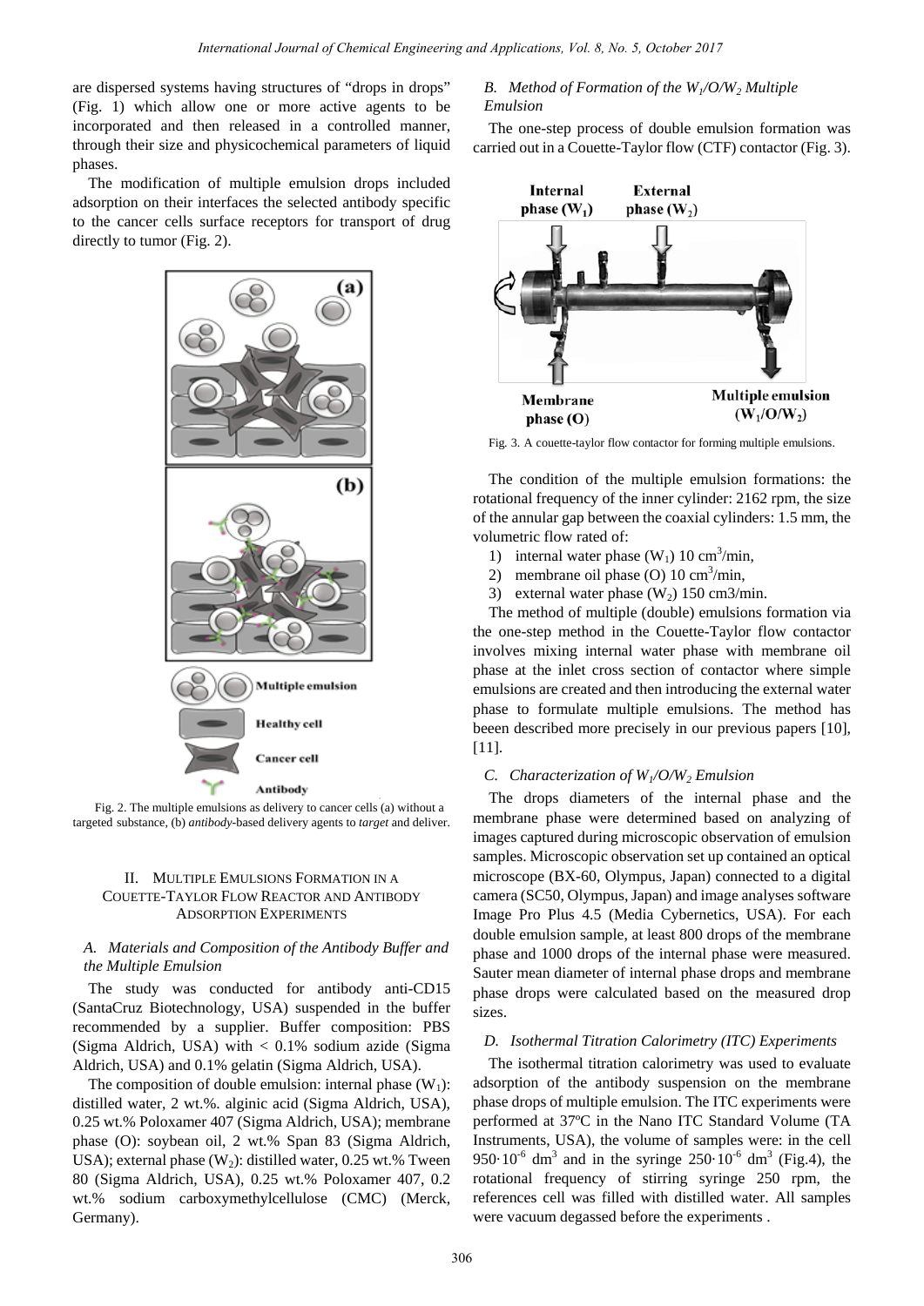are dispersed systems having structures of "drops in drops" (Fig. 1) which allow one or more active agents to be incorporated and then released in a controlled manner, through their size and physicochemical parameters of liquid phases.

The modification of multiple emulsion drops included adsorption on their interfaces the selected antibody specific to the cancer cells surface receptors for transport of drug directly to tumor (Fig. 2).

Fig. 2. The multiple emulsions as delivery to cancer cells (a) without a targeted substance, (b) *antibody*-based delivery agents to *target* and deliver.

## II. Multiple Emulsions Formation in a Couette-Taylor Flow Reactor and Antibody Adsorption Experiments

### *A. Materials and Composition of the Antibody Buffer and the Multiple Emulsion*

The study was conducted for antibody anti-CD15 (SantaCruz Biotechnology, USA) suspended in the buffer recommended by a supplier. Buffer composition: PBS (Sigma Aldrich, USA) with < 0.1% sodium azide (Sigma Aldrich, USA) and 0.1% gelatin (Sigma Aldrich, USA).

The composition of double emulsion: internal phase ($W_1$): distilled water, 2 wt.%. alginic acid (Sigma Aldrich, USA), 0.25 wt.% Poloxamer 407 (Sigma Aldrich, USA); membrane phase (O): soybean oil, 2 wt.% Span 83 (Sigma Aldrich, USA); external phase ($W_2$): distilled water, 0.25 wt.% Tween 80 (Sigma Aldrich, USA), 0.25 wt.% Poloxamer 407, 0.2 wt.% sodium carboxymethylcellulose (CMC) (Merck, Germany).

### *B. Method of Formation of the $W_1/O/W_2$ Multiple Emulsion*

The one-step process of double emulsion formation was carried out in a Couette-Taylor flow (CTF) contactor (Fig. 3).

Fig. 3. A couette-taylor flow contactor for forming multiple emulsions.

The condition of the multiple emulsion formations: the rotational frequency of the inner cylinder: 2162 rpm, the size of the annular gap between the coaxial cylinders: 1.5 mm, the volumetric flow rated of:

1) internal water phase ($W_1$) 10 $cm^3$/min,
2) membrane oil phase (O) 10 $cm^3$/min,
3) external water phase ($W_2$) 150 cm3/min.

The method of multiple (double) emulsions formation via the one-step method in the Couette-Taylor flow contactor involves mixing internal water phase with membrane oil phase at the inlet cross section of contactor where simple emulsions are created and then introducing the external water phase to formulate multiple emulsions. The method has beeen described more precisely in our previous papers [10], [11].

### *C. Characterization of $W_1/O/W_2$ Emulsion*

The drops diameters of the internal phase and the membrane phase were determined based on analyzing of images captured during microscopic observation of emulsion samples. Microscopic observation set up contained an optical microscope (BX-60, Olympus, Japan) connected to a digital camera (SC50, Olympus, Japan) and image analyses software Image Pro Plus 4.5 (Media Cybernetics, USA). For each double emulsion sample, at least 800 drops of the membrane phase and 1000 drops of the internal phase were measured. Sauter mean diameter of internal phase drops and membrane phase drops were calculated based on the measured drop sizes.

### *D. Isothermal Titration Calorimetry (ITC) Experiments*

The isothermal titration calorimetry was used to evaluate adsorption of the antibody suspension on the membrane phase drops of multiple emulsion. The ITC experiments were performed at 37ºC in the Nano ITC Standard Volume (TA Instruments, USA), the volume of samples were: in the cell $950 \cdot 10^{-6}$ $dm^3$ and in the syringe $250 \cdot 10^{-6}$ $dm^3$ (Fig.4), the rotational frequency of stirring syringe 250 rpm, the references cell was filled with distilled water. All samples were vacuum degassed before the experiments .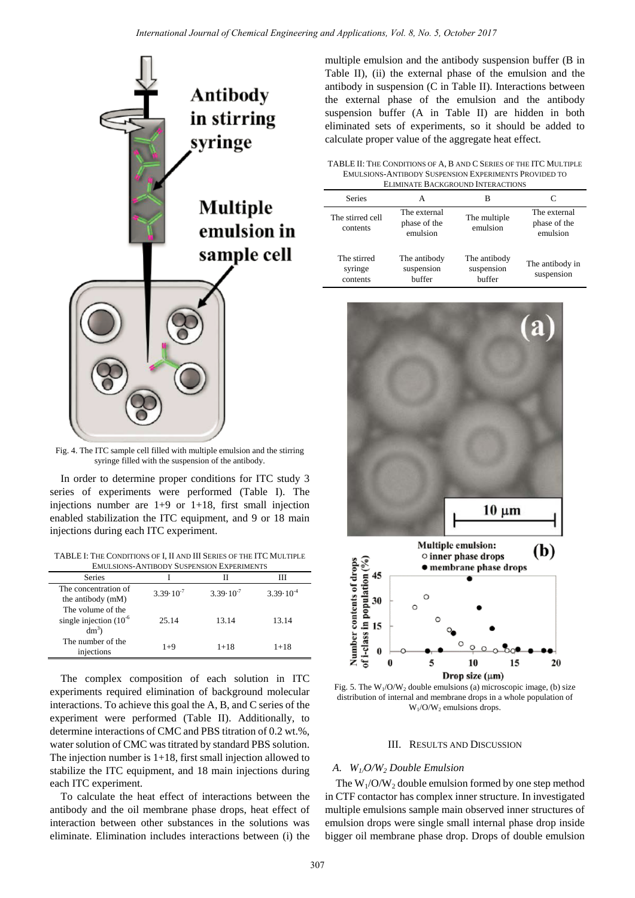Fig. 4. The ITC sample cell filled with multiple emulsion and the stirring syringe filled with the suspension of the antibody.

In order to determine proper conditions for ITC study 3 series of experiments were performed (Table I). The injections number are 1+9 or 1+18, first small injection enabled stabilization the ITC equipment, and 9 or 18 main injections during each ITC experiment.

TABLE I: THE CONDITIONS OF I, II AND III SERIES OF THE ITC MULTIPLE EMULSIONS-ANTIBODY SUSPENSION EXPERIMENTS

| Series | I | II | III |
|---|---|---|---|
| The concentration of the antibody (mM) | $3.39 \cdot 10^{-7}$ | $3.39 \cdot 10^{-7}$ | $3.39 \cdot 10^{-4}$ |
| The volume of the single injection ($10^{-6}$ $dm^3$) | 25.14 | 13.14 | 13.14 |
| The number of the injections | 1+9 | 1+18 | 1+18 |

The complex composition of each solution in ITC experiments required elimination of background molecular interactions. To achieve this goal the A, B, and C series of the experiment were performed (Table II). Additionally, to determine interactions of CMC and PBS titration of 0.2 wt.%, water solution of CMC was titrated by standard PBS solution. The injection number is 1+18, first small injection allowed to stabilize the ITC equipment, and 18 main injections during each ITC experiment.

To calculate the heat effect of interactions between the antibody and the oil membrane phase drops, heat effect of interaction between other substances in the solutions was eliminate. Elimination includes interactions between (i) the multiple emulsion and the antibody suspension buffer (B in Table II), (ii) the external phase of the emulsion and the antibody in suspension (C in Table II). Interactions between the external phase of the emulsion and the antibody suspension buffer (A in Table II) are hidden in both eliminated sets of experiments, so it should be added to calculate proper value of the aggregate heat effect.

TABLE II: THE CONDITIONS OF A, B AND C SERIES OF THE ITC MULTIPLE EMULSIONS-ANTIBODY SUSPENSION EXPERIMENTS PROVIDED TO ELIMINATE BACKGROUND INTERACTIONS

| Series | A | B | C |
|---|---|---|---|
| The stirred cell contents | The external phase of the emulsion | The multiple emulsion | The external phase of the emulsion |
| The stirred syringe contents | The antibody suspension buffer | The antibody suspension buffer | The antibody in suspension |

Fig. 5. The $W_1/O/W_2$ double emulsions (a) microscopic image, (b) size distribution of internal and membrane drops in a whole population of $W_1/O/W_2$ emulsions drops.

## III. RESULTS AND DISCUSSION

### A. $W_1/O/W_2$ Double Emulsion

The $W_1/O/W_2$ double emulsion formed by one step method in CTF contactor has complex inner structure. In investigated multiple emulsions sample main observed inner structures of emulsion drops were single small internal phase drop inside bigger oil membrane phase drop. Drops of double emulsion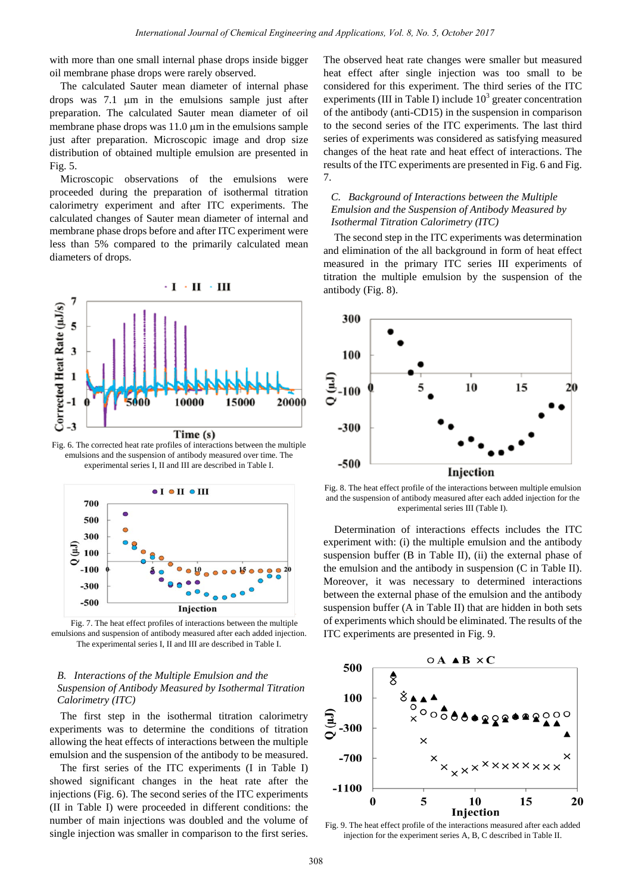with more than one small internal phase drops inside bigger oil membrane phase drops were rarely observed.

The calculated Sauter mean diameter of internal phase drops was 7.1 μm in the emulsions sample just after preparation. The calculated Sauter mean diameter of oil membrane phase drops was 11.0 μm in the emulsions sample just after preparation. Microscopic image and drop size distribution of obtained multiple emulsion are presented in Fig. 5.

Microscopic observations of the emulsions were proceeded during the preparation of isothermal titration calorimetry experiment and after ITC experiments. The calculated changes of Sauter mean diameter of internal and membrane phase drops before and after ITC experiment were less than 5% compared to the primarily calculated mean diameters of drops.

Fig. 6. The corrected heat rate profiles of interactions between the multiple emulsions and the suspension of antibody measured over time. The experimental series I, II and III are described in Table I.

Fig. 7. The heat effect profiles of interactions between the multiple emulsions and suspension of antibody measured after each added injection. The experimental series I, II and III are described in Table I.

### *B. Interactions of the Multiple Emulsion and the Suspension of Antibody Measured by Isothermal Titration Calorimetry (ITC)*

The first step in the isothermal titration calorimetry experiments was to determine the conditions of titration allowing the heat effects of interactions between the multiple emulsion and the suspension of the antibody to be measured.

The first series of the ITC experiments (I in Table I) showed significant changes in the heat rate after the injections (Fig. 6). The second series of the ITC experiments (II in Table I) were proceeded in different conditions: the number of main injections was doubled and the volume of single injection was smaller in comparison to the first series. The observed heat rate changes were smaller but measured heat effect after single injection was too small to be considered for this experiment. The third series of the ITC experiments (III in Table I) include $10^3$ greater concentration of the antibody (anti-CD15) in the suspension in comparison to the second series of the ITC experiments. The last third series of experiments was considered as satisfying measured changes of the heat rate and heat effect of interactions. The results of the ITC experiments are presented in Fig. 6 and Fig. 7.

### *C. Background of Interactions between the Multiple Emulsion and the Suspension of Antibody Measured by Isothermal Titration Calorimetry (ITC)*

The second step in the ITC experiments was determination and elimination of the all background in form of heat effect measured in the primary ITC series III experiments of titration the multiple emulsion by the suspension of the antibody (Fig. 8).

Fig. 8. The heat effect profile of the interactions between multiple emulsion and the suspension of antibody measured after each added injection for the experimental series III (Table I).

Determination of interactions effects includes the ITC experiment with: (i) the multiple emulsion and the antibody suspension buffer (B in Table II), (ii) the external phase of the emulsion and the antibody in suspension (C in Table II). Moreover, it was necessary to determined interactions between the external phase of the emulsion and the antibody suspension buffer (A in Table II) that are hidden in both sets of experiments which should be eliminated. The results of the ITC experiments are presented in Fig. 9.

Fig. 9. The heat effect profile of the interactions measured after each added injection for the experiment series A, B, C described in Table II.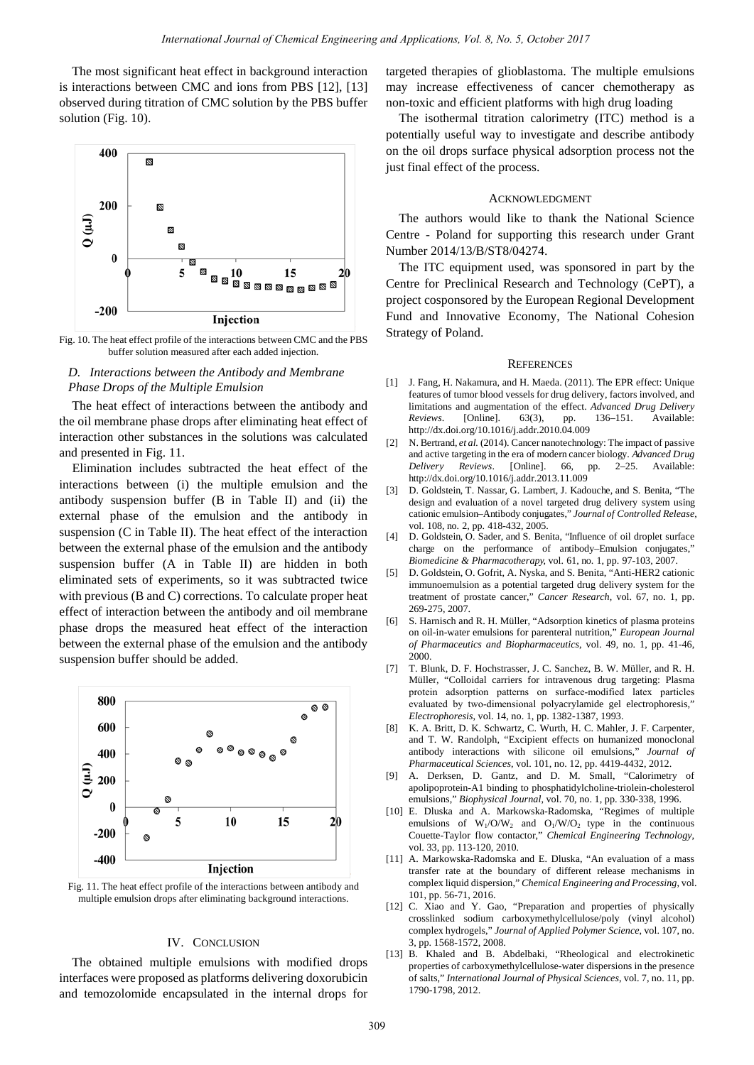The most significant heat effect in background interaction is interactions between CMC and ions from PBS [12], [13] observed during titration of CMC solution by the PBS buffer solution (Fig. 10).

Fig. 10. The heat effect profile of the interactions between CMC and the PBS buffer solution measured after each added injection.

### D. Interactions between the Antibody and Membrane Phase Drops of the Multiple Emulsion

The heat effect of interactions between the antibody and the oil membrane phase drops after eliminating heat effect of interaction other substances in the solutions was calculated and presented in Fig. 11.

Elimination includes subtracted the heat effect of the interactions between (i) the multiple emulsion and the antibody suspension buffer (B in Table II) and (ii) the external phase of the emulsion and the antibody in suspension (C in Table II). The heat effect of the interaction between the external phase of the emulsion and the antibody suspension buffer (A in Table II) are hidden in both eliminated sets of experiments, so it was subtracted twice with previous (B and C) corrections. To calculate proper heat effect of interaction between the antibody and oil membrane phase drops the measured heat effect of the interaction between the external phase of the emulsion and the antibody suspension buffer should be added.

Fig. 11. The heat effect profile of the interactions between antibody and multiple emulsion drops after eliminating background interactions.

## IV. Conclusion

The obtained multiple emulsions with modified drops interfaces were proposed as platforms delivering doxorubicin and temozolomide encapsulated in the internal drops for targeted therapies of glioblastoma. The multiple emulsions may increase effectiveness of cancer chemotherapy as non-toxic and efficient platforms with high drug loading

The isothermal titration calorimetry (ITC) method is a potentially useful way to investigate and describe antibody on the oil drops surface physical adsorption process not the just final effect of the process.

## Acknowledgment

The authors would like to thank the National Science Centre - Poland for supporting this research under Grant Number 2014/13/B/ST8/04274.

The ITC equipment used, was sponsored in part by the Centre for Preclinical Research and Technology (CePT), a project cosponsored by the European Regional Development Fund and Innovative Economy, The National Cohesion Strategy of Poland.

## References

[1] J. Fang, H. Nakamura, and H. Maeda. (2011). The EPR effect: Unique features of tumor blood vessels for drug delivery, factors involved, and limitations and augmentation of the effect. *Advanced Drug Delivery Reviews*. [Online]. 63(3), pp. 136–151. Available: http://dx.doi.org/10.1016/j.addr.2010.04.009

[2] N. Bertrand, *et al.* (2014). Cancer nanotechnology: The impact of passive and active targeting in the era of modern cancer biology. *Advanced Drug Delivery Reviews*. [Online]. 66, pp. 2–25. Available: http://dx.doi.org/10.1016/j.addr.2013.11.009

[3] D. Goldstein, T. Nassar, G. Lambert, J. Kadouche, and S. Benita, "The design and evaluation of a novel targeted drug delivery system using cationic emulsion–Antibody conjugates," *Journal of Controlled Release*, vol. 108, no. 2, pp. 418-432, 2005.

[4] D. Goldstein, O. Sader, and S. Benita, "Influence of oil droplet surface charge on the performance of antibody–Emulsion conjugates," *Biomedicine & Pharmacotherapy*, vol. 61, no. 1, pp. 97-103, 2007.

[5] D. Goldstein, O. Gofrit, A. Nyska, and S. Benita, "Anti-HER2 cationic immunoemulsion as a potential targeted drug delivery system for the treatment of prostate cancer," *Cancer Research*, vol. 67, no. 1, pp. 269-275, 2007.

[6] S. Harnisch and R. H. Müller, "Adsorption kinetics of plasma proteins on oil-in-water emulsions for parenteral nutrition," *European Journal of Pharmaceutics and Biopharmaceutics*, vol. 49, no. 1, pp. 41-46, 2000.

[7] T. Blunk, D. F. Hochstrasser, J. C. Sanchez, B. W. Müller, and R. H. Müller, "Colloidal carriers for intravenous drug targeting: Plasma protein adsorption patterns on surface-modified latex particles evaluated by two-dimensional polyacrylamide gel electrophoresis," *Electrophoresis*, vol. 14, no. 1, pp. 1382-1387, 1993.

[8] K. A. Britt, D. K. Schwartz, C. Wurth, H. C. Mahler, J. F. Carpenter, and T. W. Randolph, "Excipient effects on humanized monoclonal antibody interactions with silicone oil emulsions," *Journal of Pharmaceutical Sciences*, vol. 101, no. 12, pp. 4419-4432, 2012.

[9] A. Derksen, D. Gantz, and D. M. Small, "Calorimetry of apolipoprotein-A1 binding to phosphatidylcholine-triolein-cholesterol emulsions," *Biophysical Journal*, vol. 70, no. 1, pp. 330-338, 1996.

[10] E. Dluska and A. Markowska-Radomska, "Regimes of multiple emulsions of $W_1/O/W_2$ and $O_1/W/O_2$ type in the continuous Couette-Taylor flow contactor," *Chemical Engineering Technology*, vol. 33, pp. 113-120, 2010.

[11] A. Markowska-Radomska and E. Dluska, "An evaluation of a mass transfer rate at the boundary of different release mechanisms in complex liquid dispersion," *Chemical Engineering and Processing*, vol. 101, pp. 56-71, 2016.

[12] C. Xiao and Y. Gao, "Preparation and properties of physically crosslinked sodium carboxymethylcellulose/poly (vinyl alcohol) complex hydrogels," *Journal of Applied Polymer Science*, vol. 107, no. 3, pp. 1568-1572, 2008.

[13] B. Khaled and B. Abdelbaki, "Rheological and electrokinetic properties of carboxymethylcellulose-water dispersions in the presence of salts," *International Journal of Physical Sciences*, vol. 7, no. 11, pp. 1790-1798, 2012.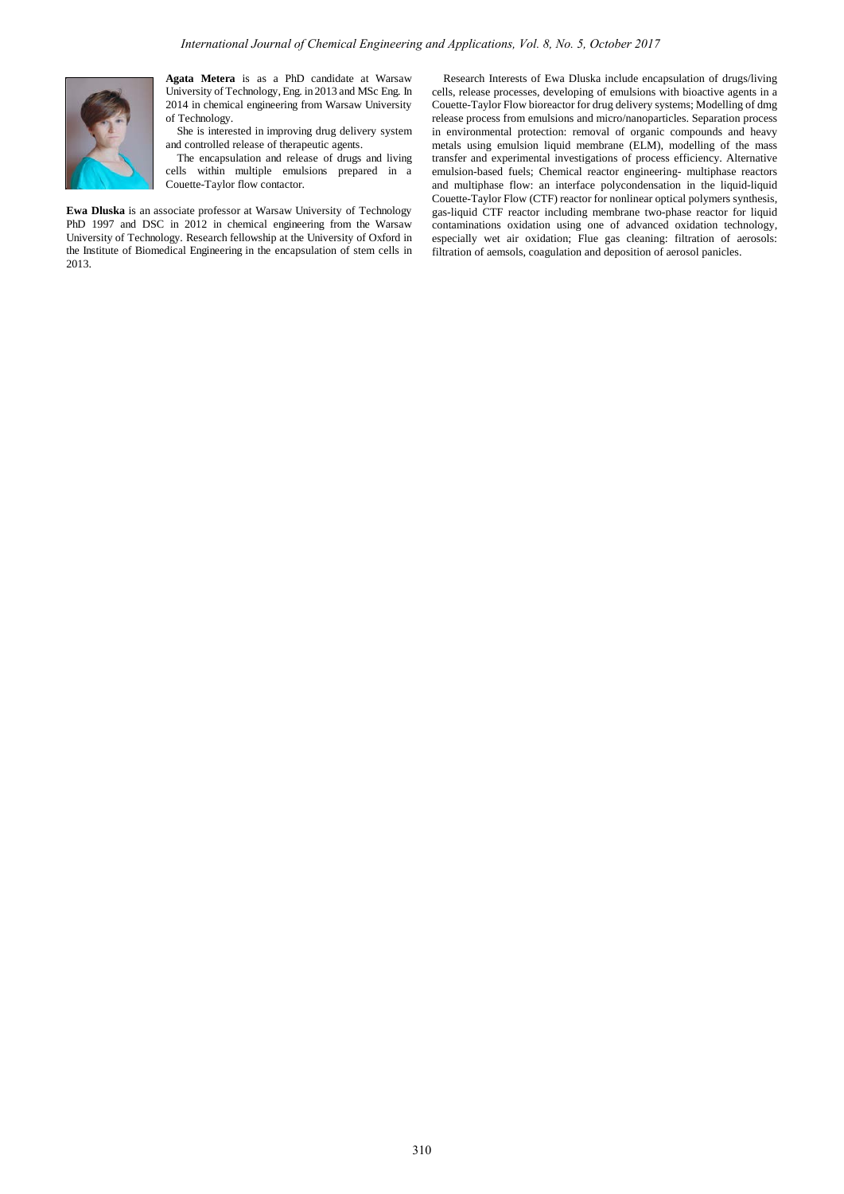**Agata Metera** is as a PhD candidate at Warsaw University of Technology, Eng. in 2013 and MSc Eng. In 2014 in chemical engineering from Warsaw University of Technology.

She is interested in improving drug delivery system and controlled release of therapeutic agents.

The encapsulation and release of drugs and living cells within multiple emulsions prepared in a Couette-Taylor flow contactor.

**Ewa Dluska** is an associate professor at Warsaw University of Technology PhD 1997 and DSC in 2012 in chemical engineering from the Warsaw University of Technology. Research fellowship at the University of Oxford in the Institute of Biomedical Engineering in the encapsulation of stem cells in 2013.

Research Interests of Ewa Dluska include encapsulation of drugs/living cells, release processes, developing of emulsions with bioactive agents in a Couette-Taylor Flow bioreactor for drug delivery systems; Modelling of dmg release process from emulsions and micro/nanoparticles. Separation process in environmental protection: removal of organic compounds and heavy metals using emulsion liquid membrane (ELM), modelling of the mass transfer and experimental investigations of process efficiency. Alternative emulsion-based fuels; Chemical reactor engineering- multiphase reactors and multiphase flow: an interface polycondensation in the liquid-liquid Couette-Taylor Flow (CTF) reactor for nonlinear optical polymers synthesis, gas-liquid CTF reactor including membrane two-phase reactor for liquid contaminations oxidation using one of advanced oxidation technology, especially wet air oxidation; Flue gas cleaning: filtration of aerosols: filtration of aemsols, coagulation and deposition of aerosol panicles.